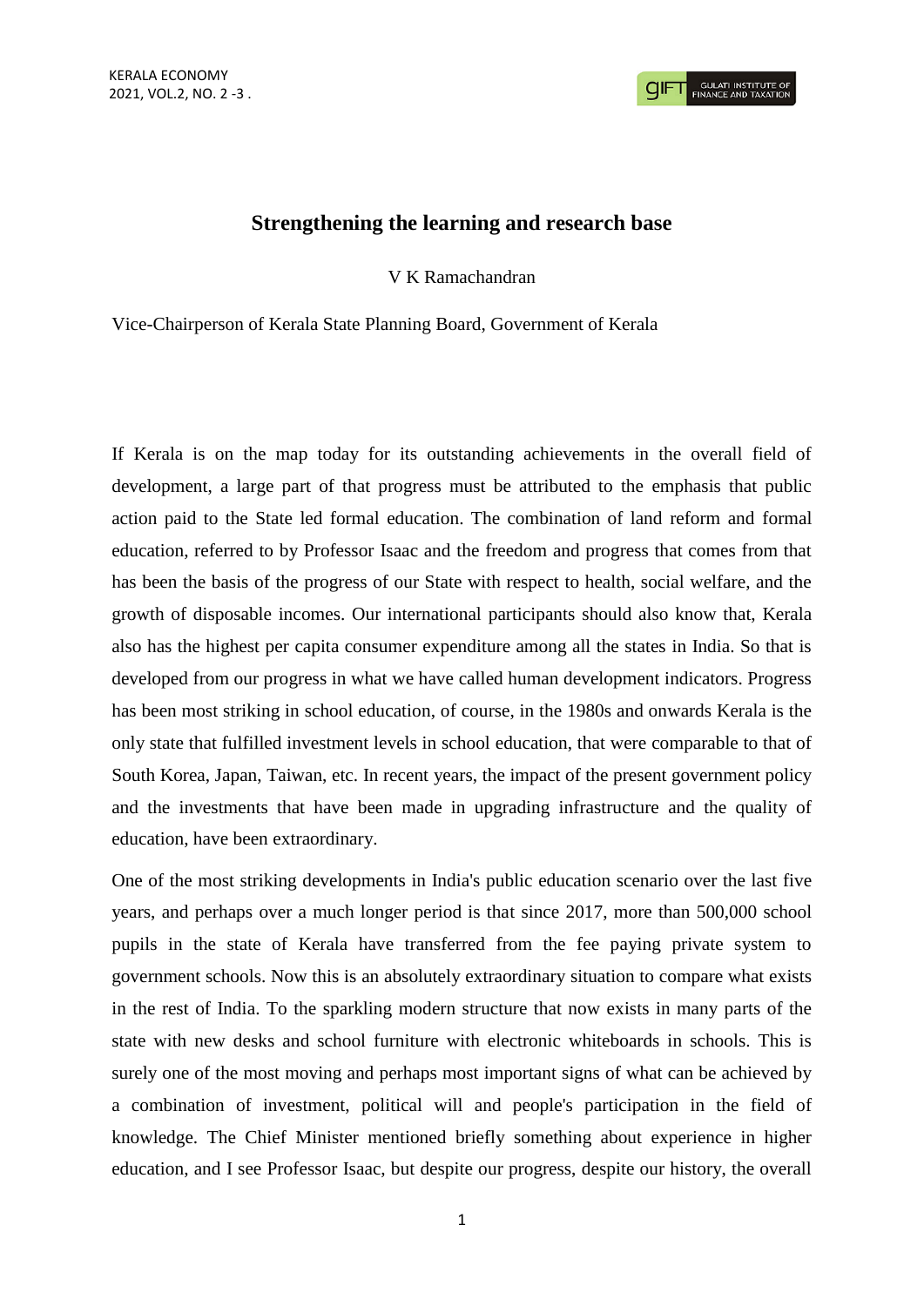# Strengthening the learning and research base

V K Ramachandran

Vice-Chairperson of Kerala State Planning Board, Government of Kerala

If Kerala is on the map today for its outstanding achievements in the overall field of development, a large part of that progress must be attributed to the emphasis that public action paid to the State led formal education. The combination of land reform and formal education, referred to by Professor Isaac and the freedom and progress that comes from that has been the basis of the progress of our State with respect to health, social welfare, and the growth of disposable incomes. Our international participants should also know that, Kerala also has the highest per capita consumer expenditure among all the states in India. So that is developed from our progress in what we have called human development indicators. Progress has been most striking in school education, of course, in the 1980s and onwards Kerala is the only state that fulfilled investment levels in school education, that were comparable to that of South Korea, Japan, Taiwan, etc. In recent years, the impact of the present government policy and the investments that have been made in upgrading infrastructure and the quality of education, have been extraordinary.

One of the most striking developments in India's public education scenario over the last five years, and perhaps over a much longer period is that since 2017, more than 500,000 school pupils in the state of Kerala have transferred from the fee paying private system to government schools. Now this is an absolutely extraordinary situation to compare what exists in the rest of India. To the sparkling modern structure that now exists in many parts of the state with new desks and school furniture with electronic whiteboards in schools. This is surely one of the most moving and perhaps most important signs of what can be achieved by a combination of investment, political will and people's participation in the field of knowledge. The Chief Minister mentioned briefly something about experience in higher education, and I see Professor Isaac, but despite our progress, despite our history, the overall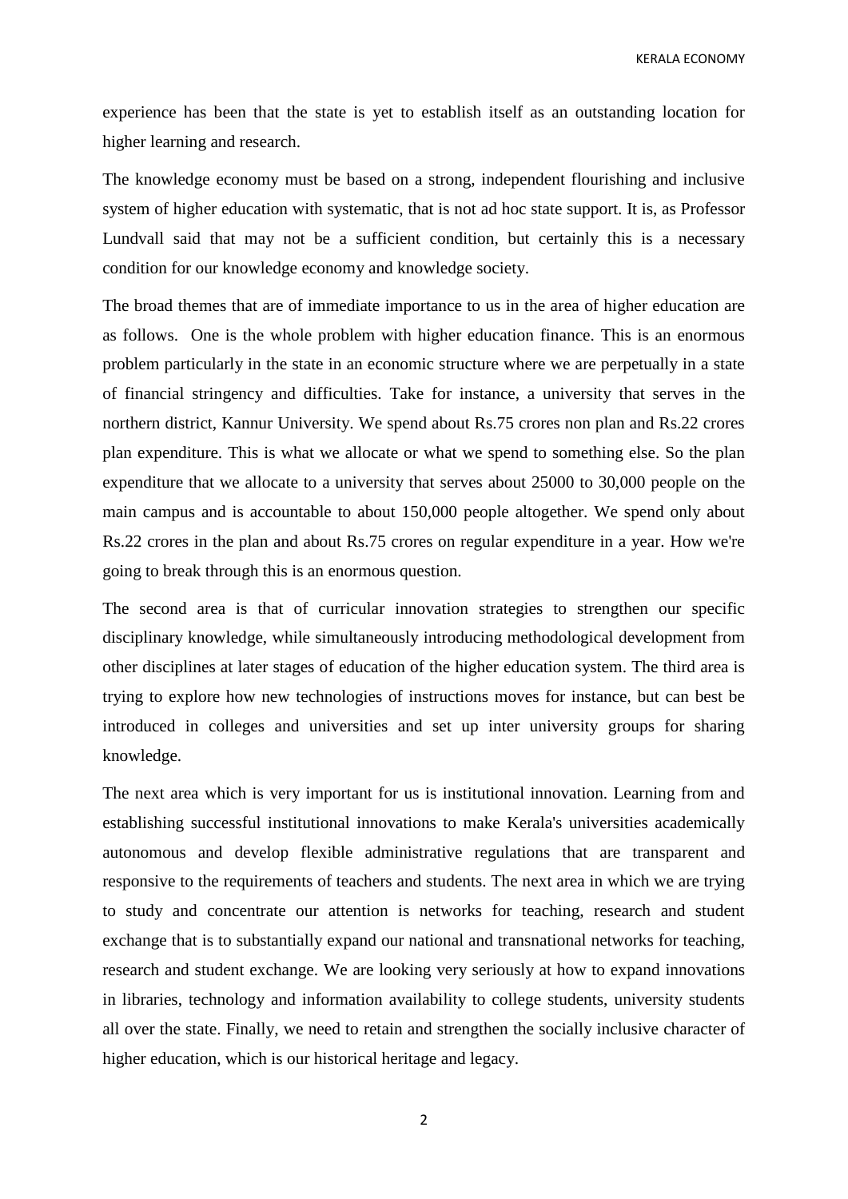experience has been that the state is yet to establish itself as an outstanding location for higher learning and research.

The knowledge economy must be based on a strong, independent flourishing and inclusive system of higher education with systematic, that is not ad hoc state support. It is, as Professor Lundvall said that may not be a sufficient condition, but certainly this is a necessary condition for our knowledge economy and knowledge society.

The broad themes that are of immediate importance to us in the area of higher education are as follows. One is the whole problem with higher education finance. This is an enormous problem particularly in the state in an economic structure where we are perpetually in a state of financial stringency and difficulties. Take for instance, a university that serves in the northern district, Kannur University. We spend about Rs.75 crores non plan and Rs.22 crores plan expenditure. This is what we allocate or what we spend to something else. So the plan expenditure that we allocate to a university that serves about 25000 to 30,000 people on the main campus and is accountable to about 150,000 people altogether. We spend only about Rs.22 crores in the plan and about Rs.75 crores on regular expenditure in a year. How we're going to break through this is an enormous question.

The second area is that of curricular innovation strategies to strengthen our specific disciplinary knowledge, while simultaneously introducing methodological development from other disciplines at later stages of education of the higher education system. The third area is trying to explore how new technologies of instructions moves for instance, but can best be introduced in colleges and universities and set up inter university groups for sharing knowledge.

The next area which is very important for us is institutional innovation. Learning from and establishing successful institutional innovations to make Kerala's universities academically autonomous and develop flexible administrative regulations that are transparent and responsive to the requirements of teachers and students. The next area in which we are trying to study and concentrate our attention is networks for teaching, research and student exchange that is to substantially expand our national and transnational networks for teaching, research and student exchange. We are looking very seriously at how to expand innovations in libraries, technology and information availability to college students, university students all over the state. Finally, we need to retain and strengthen the socially inclusive character of higher education, which is our historical heritage and legacy.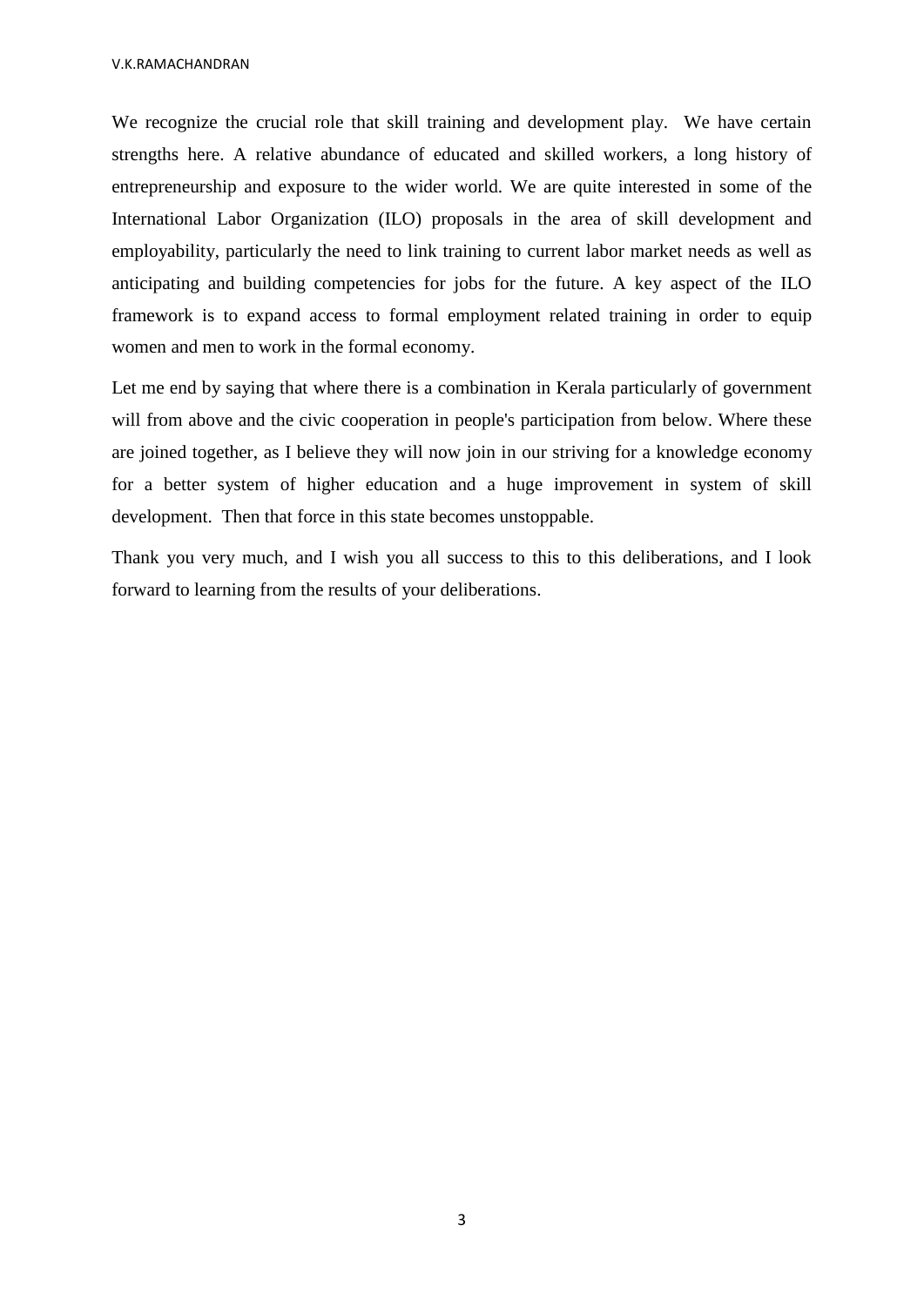We recognize the crucial role that skill training and development play. We have certain strengths here. A relative abundance of educated and skilled workers, a long history of entrepreneurship and exposure to the wider world. We are quite interested in some of the International Labor Organization (ILO) proposals in the area of skill development and employability, particularly the need to link training to current labor market needs as well as anticipating and building competencies for jobs for the future. A key aspect of the ILO framework is to expand access to formal employment related training in order to equip women and men to work in the formal economy.

Let me end by saying that where there is a combination in Kerala particularly of government will from above and the civic cooperation in people's participation from below. Where these are joined together, as I believe they will now join in our striving for a knowledge economy for a better system of higher education and a huge improvement in system of skill development. Then that force in this state becomes unstoppable.

Thank you very much, and I wish you all success to this to this deliberations, and I look forward to learning from the results of your deliberations.